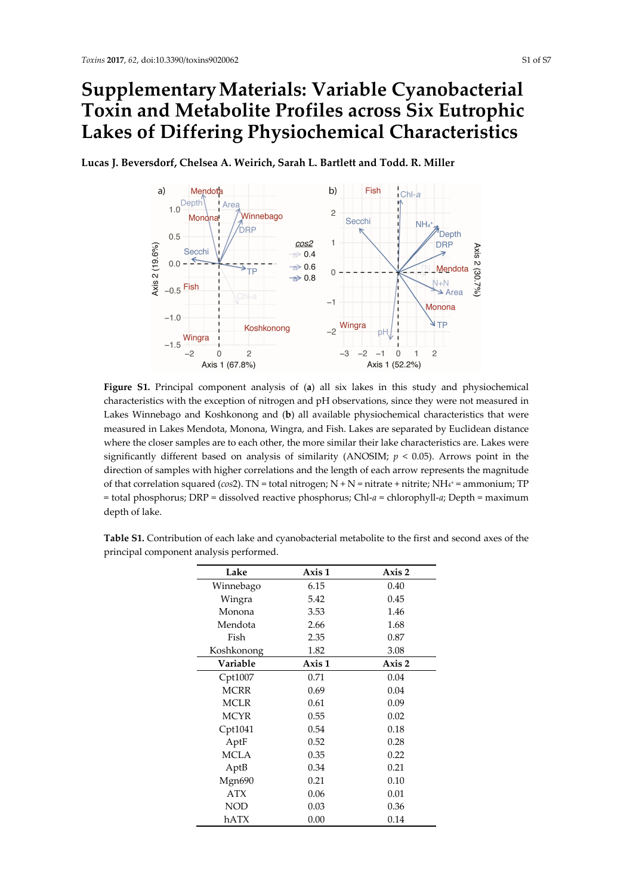# Supplementary Materials: Variable Cyanobacterial Toxin and Metabolite Profiles across Six Eutrophic Lakes of Differing Physiochemical Characteristics

**Lucas J. Beversdorf, Chelsea A. Weirich, Sarah L. Bartlett and Todd. R. Miller**

**Figure S1.** Principal component analysis of (**a**) all six lakes in this study and physiochemical characteristics with the exception of nitrogen and pH observations, since they were not measured in Lakes Winnebago and Koshkonong and (**b**) all available physiochemical characteristics that were measured in Lakes Mendota, Monona, Wingra, and Fish. Lakes are separated by Euclidean distance where the closer samples are to each other, the more similar their lake characteristics are. Lakes were significantly different based on analysis of similarity (ANOSIM; $p < 0.05$). Arrows point in the direction of samples with higher correlations and the length of each arrow represents the magnitude of that correlation squared (*cos*2). TN = total nitrogen; N + N = nitrate + nitrite; $NH_4^+$ = ammonium; TP = total phosphorus; DRP = dissolved reactive phosphorus; Chl-*a* = chlorophyll-*a*; Depth = maximum depth of lake.

**Table S1.** Contribution of each lake and cyanobacterial metabolite to the first and second axes of the principal component analysis performed.

| Lake | Axis 1 | Axis 2 |
|---|---|---|
| Winnebago | 6.15 | 0.40 |
| Wingra | 5.42 | 0.45 |
| Monona | 3.53 | 1.46 |
| Mendota | 2.66 | 1.68 |
| Fish | 2.35 | 0.87 |
| Koshkonong | 1.82 | 3.08 |
| **Variable** | **Axis 1** | **Axis 2** |
| Cpt1007 | 0.71 | 0.04 |
| MCRR | 0.69 | 0.04 |
| MCLR | 0.61 | 0.09 |
| MCYR | 0.55 | 0.02 |
| Cpt1041 | 0.54 | 0.18 |
| AptF | 0.52 | 0.28 |
| MCLA | 0.35 | 0.22 |
| AptB | 0.34 | 0.21 |
| Mgn690 | 0.21 | 0.10 |
| ATX | 0.06 | 0.01 |
| NOD | 0.03 | 0.36 |
| hATX | 0.00 | 0.14 |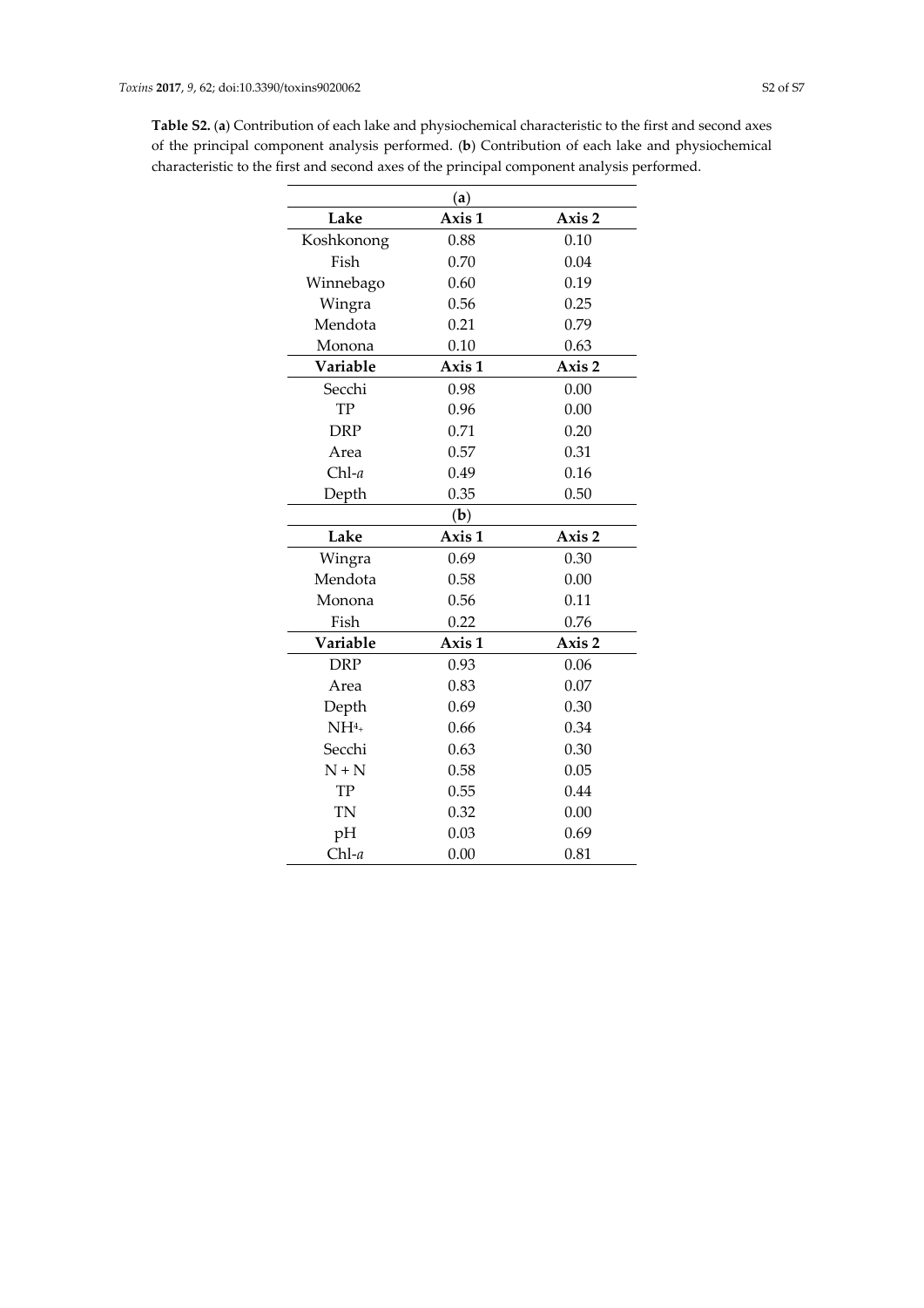**Table S2.** (**a**) Contribution of each lake and physiochemical characteristic to the first and second axes of the principal component analysis performed. (**b**) Contribution of each lake and physiochemical characteristic to the first and second axes of the principal component analysis performed.

| | (**a**) | |
|---|---|---|
| **Lake** | **Axis 1** | **Axis 2** |
| Koshkonong | 0.88 | 0.10 |
| Fish | 0.70 | 0.04 |
| Winnebago | 0.60 | 0.19 |
| Wingra | 0.56 | 0.25 |
| Mendota | 0.21 | 0.79 |
| Monona | 0.10 | 0.63 |
| **Variable** | **Axis 1** | **Axis 2** |
| Secchi | 0.98 | 0.00 |
| TP | 0.96 | 0.00 |
| DRP | 0.71 | 0.20 |
| Area | 0.57 | 0.31 |
| Chl-*a* | 0.49 | 0.16 |
| Depth | 0.35 | 0.50 |
| | (**b**) | |
| **Lake** | **Axis 1** | **Axis 2** |
| Wingra | 0.69 | 0.30 |
| Mendota | 0.58 | 0.00 |
| Monona | 0.56 | 0.11 |
| Fish | 0.22 | 0.76 |
| **Variable** | **Axis 1** | **Axis 2** |
| DRP | 0.93 | 0.06 |
| Area | 0.83 | 0.07 |
| Depth | 0.69 | 0.30 |
| $NH_4^+$ | 0.66 | 0.34 |
| Secchi | 0.63 | 0.30 |
| N + N | 0.58 | 0.05 |
| TP | 0.55 | 0.44 |
| TN | 0.32 | 0.00 |
| pH | 0.03 | 0.69 |
| Chl-*a* | 0.00 | 0.81 |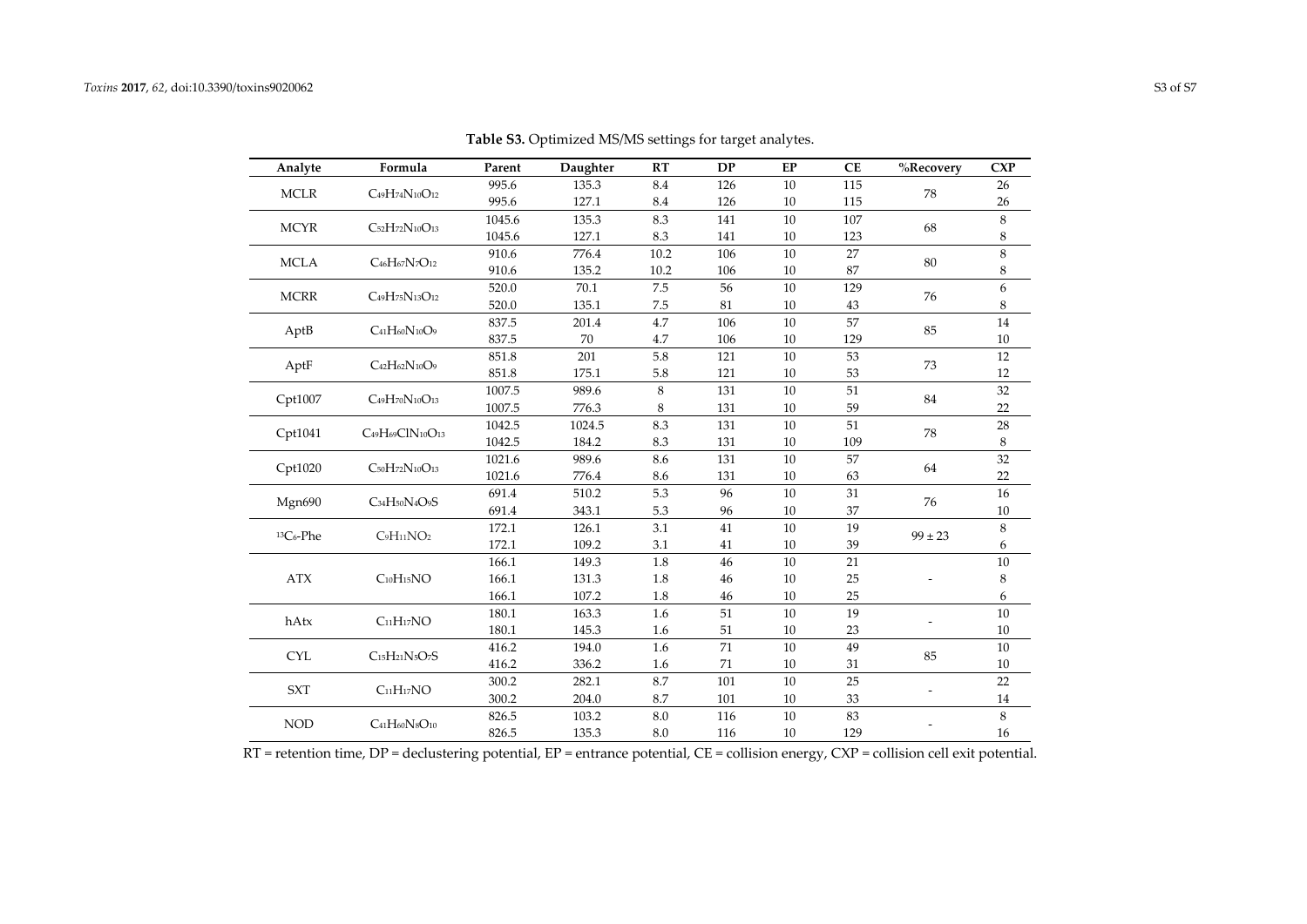**Table S3.** Optimized MS/MS settings for target analytes.

| Analyte | Formula | Parent | Daughter | RT | DP | EP | CE | %Recovery | CXP |
|---|---|---|---|---|---|---|---|---|---|
| MCLR | $C_{49}H_{74}N_{10}O_{12}$ | 995.6 | 135.3 | 8.4 | 126 | 10 | 115 | 78 | 26 |
| | | 995.6 | 127.1 | 8.4 | 126 | 10 | 115 | | 26 |
| MCYR | $C_{52}H_{72}N_{10}O_{13}$ | 1045.6 | 135.3 | 8.3 | 141 | 10 | 107 | 68 | 8 |
| | | 1045.6 | 127.1 | 8.3 | 141 | 10 | 123 | | 8 |
| MCLA | $C_{46}H_{67}N_{7}O_{12}$ | 910.6 | 776.4 | 10.2 | 106 | 10 | 27 | 80 | 8 |
| | | 910.6 | 135.2 | 10.2 | 106 | 10 | 87 | | 8 |
| MCRR | $C_{49}H_{75}N_{13}O_{12}$ | 520.0 | 70.1 | 7.5 | 56 | 10 | 129 | 76 | 6 |
| | | 520.0 | 135.1 | 7.5 | 81 | 10 | 43 | | 8 |
| AptB | $C_{41}H_{60}N_{10}O_{9}$ | 837.5 | 201.4 | 4.7 | 106 | 10 | 57 | 85 | 14 |
| | | 837.5 | 70 | 4.7 | 106 | 10 | 129 | | 10 |
| AptF | $C_{42}H_{62}N_{10}O_{9}$ | 851.8 | 201 | 5.8 | 121 | 10 | 53 | 73 | 12 |
| | | 851.8 | 175.1 | 5.8 | 121 | 10 | 53 | | 12 |
| Cpt1007 | $C_{49}H_{70}N_{10}O_{13}$ | 1007.5 | 989.6 | 8 | 131 | 10 | 51 | 84 | 32 |
| | | 1007.5 | 776.3 | 8 | 131 | 10 | 59 | | 22 |
| Cpt1041 | $C_{49}H_{69}ClN_{10}O_{13}$ | 1042.5 | 1024.5 | 8.3 | 131 | 10 | 51 | 78 | 28 |
| | | 1042.5 | 184.2 | 8.3 | 131 | 10 | 109 | | 8 |
| Cpt1020 | $C_{50}H_{72}N_{10}O_{13}$ | 1021.6 | 989.6 | 8.6 | 131 | 10 | 57 | 64 | 32 |
| | | 1021.6 | 776.4 | 8.6 | 131 | 10 | 63 | | 22 |
| Mgn690 | $C_{34}H_{50}N_{4}O_{9}S$ | 691.4 | 510.2 | 5.3 | 96 | 10 | 31 | 76 | 16 |
| | | 691.4 | 343.1 | 5.3 | 96 | 10 | 37 | | 10 |
| $^{13}C_6$-Phe | $C_{9}H_{11}NO_{2}$ | 172.1 | 126.1 | 3.1 | 41 | 10 | 19 | 99 ± 23 | 8 |
| | | 172.1 | 109.2 | 3.1 | 41 | 10 | 39 | | 6 |
| ATX | $C_{10}H_{15}NO$ | 166.1 | 149.3 | 1.8 | 46 | 10 | 21 | - | 10 |
| | | 166.1 | 131.3 | 1.8 | 46 | 10 | 25 | | 8 |
| | | 166.1 | 107.2 | 1.8 | 46 | 10 | 25 | | 6 |
| hAtx | $C_{11}H_{17}NO$ | 180.1 | 163.3 | 1.6 | 51 | 10 | 19 | - | 10 |
| | | 180.1 | 145.3 | 1.6 | 51 | 10 | 23 | | 10 |
| CYL | $C_{15}H_{21}N_{5}O_{7}S$ | 416.2 | 194.0 | 1.6 | 71 | 10 | 49 | 85 | 10 |
| | | 416.2 | 336.2 | 1.6 | 71 | 10 | 31 | | 10 |
| SXT | $C_{11}H_{17}NO$ | 300.2 | 282.1 | 8.7 | 101 | 10 | 25 | - | 22 |
| | | 300.2 | 204.0 | 8.7 | 101 | 10 | 33 | | 14 |
| NOD | $C_{41}H_{60}N_{8}O_{10}$ | 826.5 | 103.2 | 8.0 | 116 | 10 | 83 | - | 8 |
| | | 826.5 | 135.3 | 8.0 | 116 | 10 | 129 | | 16 |

RT = retention time, DP = declustering potential, EP = entrance potential, CE = collision energy, CXP = collision cell exit potential.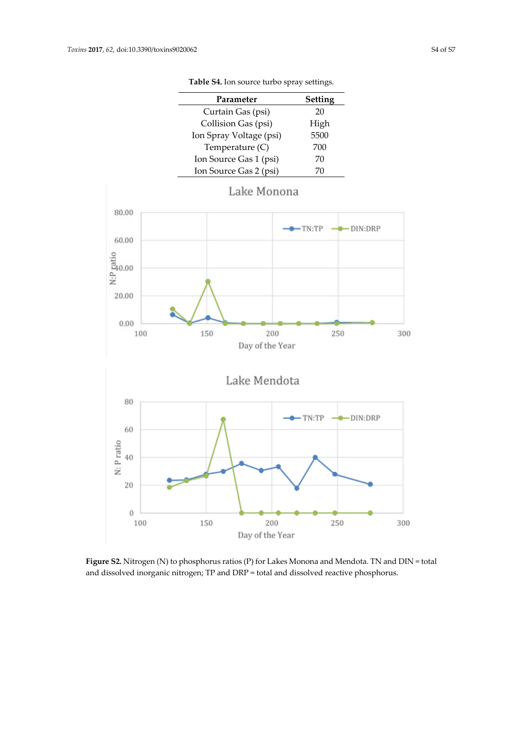**Table S4.** Ion source turbo spray settings.

| Parameter | Setting |
|---|---|
| Curtain Gas (psi) | 20 |
| Collision Gas (psi) | High |
| Ion Spray Voltage (psi) | 5500 |
| Temperature (C) | 700 |
| Ion Source Gas 1 (psi) | 70 |
| Ion Source Gas 2 (psi) | 70 |

**Figure S2.** Nitrogen (N) to phosphorus ratios (P) for Lakes Monona and Mendota. TN and DIN = total and dissolved inorganic nitrogen; TP and DRP = total and dissolved reactive phosphorus.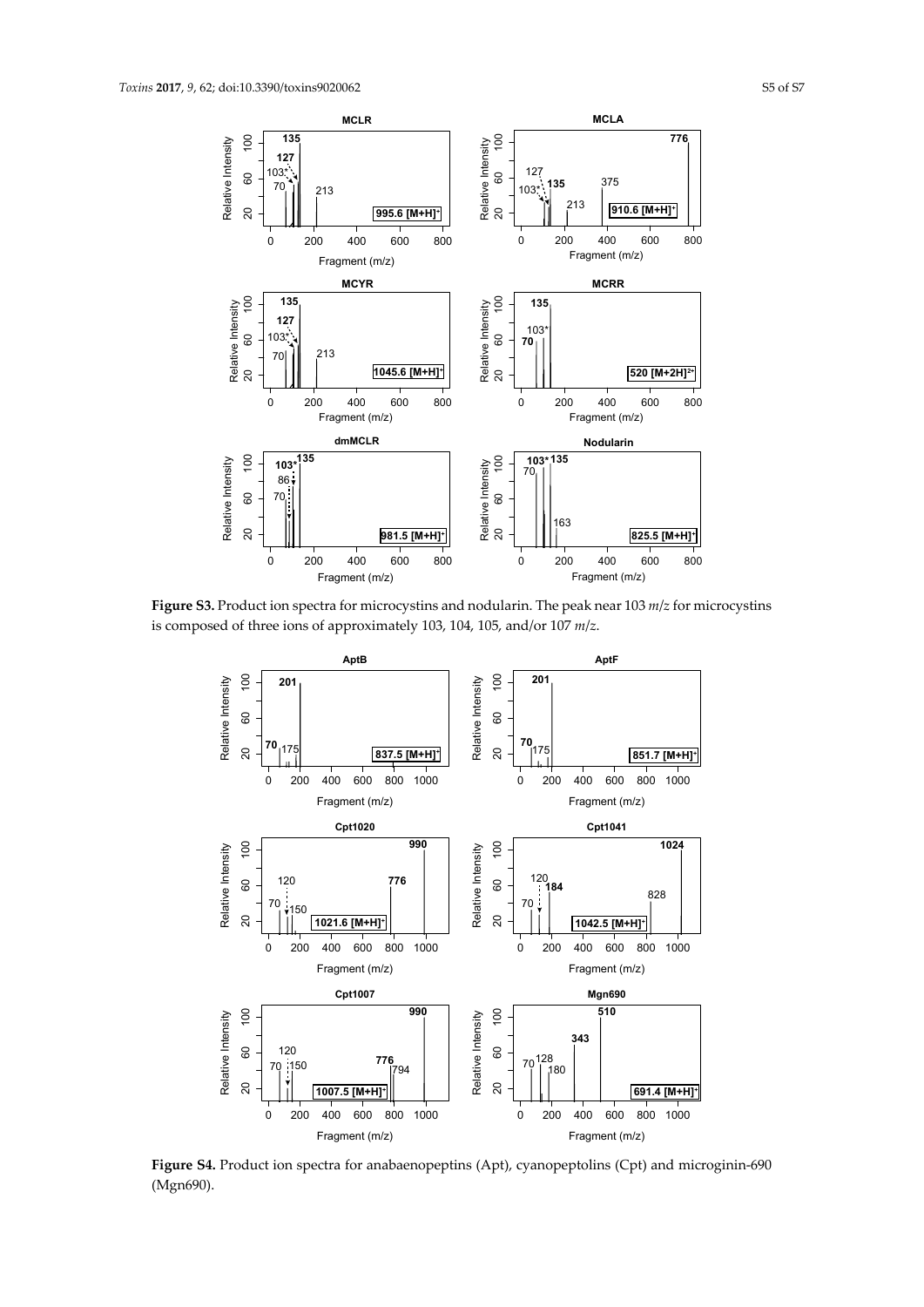**Figure S3.** Product ion spectra for microcystins and nodularin. The peak near 103 *m/z* for microcystins is composed of three ions of approximately 103, 104, 105, and/or 107 *m/z*.

**Figure S4.** Product ion spectra for anabaenopeptins (Apt), cyanopeptolins (Cpt) and microginin-690 (Mgn690).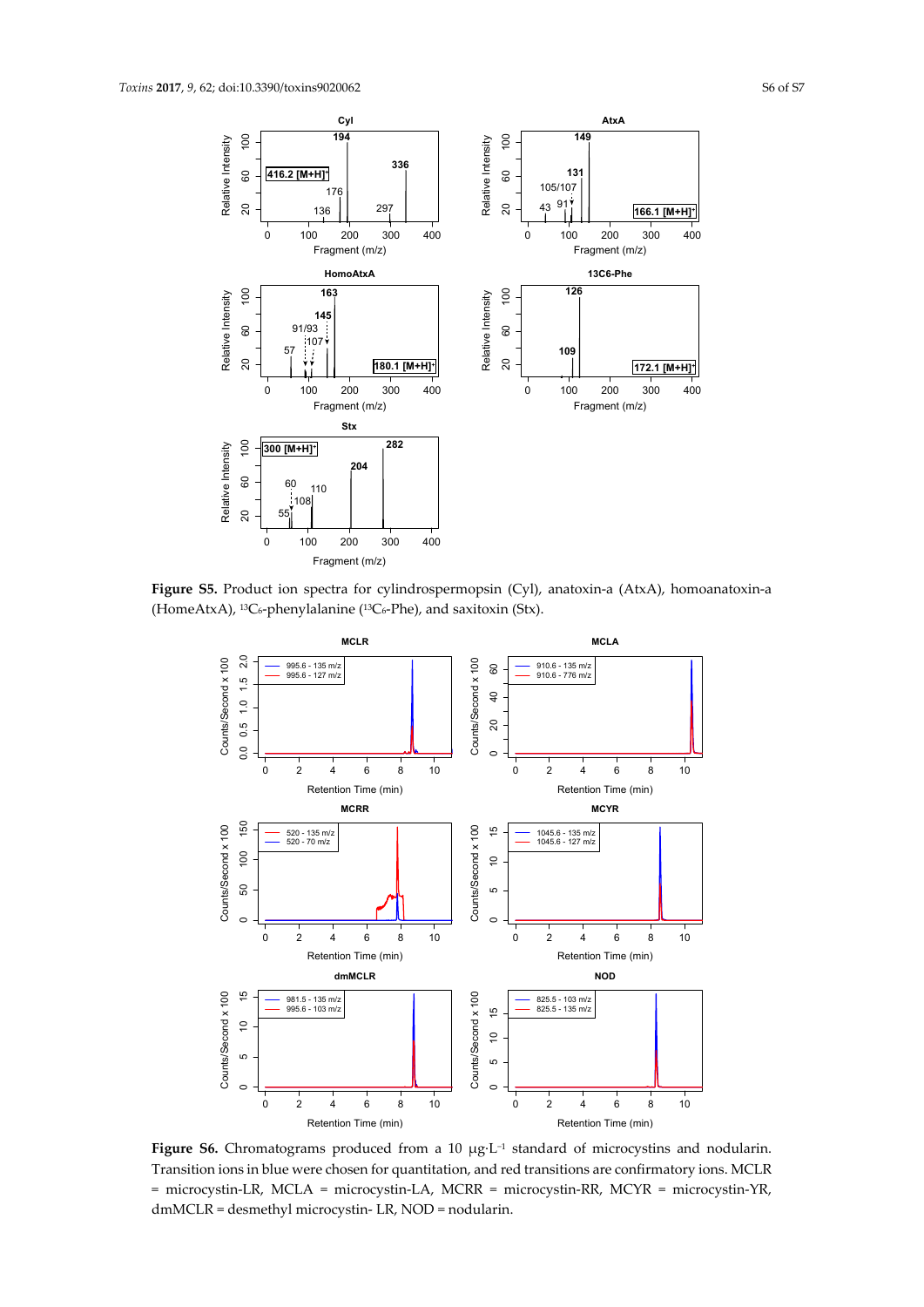**Figure S5.** Product ion spectra for cylindrospermopsin (Cyl), anatoxin-a (AtxA), homoanatoxin-a (HomeAtxA), $^{13}C_6$-phenylalanine ($^{13}C_6$-Phe), and saxitoxin (Stx).

**Figure S6.** Chromatograms produced from a 10 μg·L$^{-1}$ standard of microcystins and nodularin. Transition ions in blue were chosen for quantitation, and red transitions are confirmatory ions. MCLR = microcystin-LR, MCLA = microcystin-LA, MCRR = microcystin-RR, MCYR = microcystin-YR, dmMCLR = desmethyl microcystin- LR, NOD = nodularin.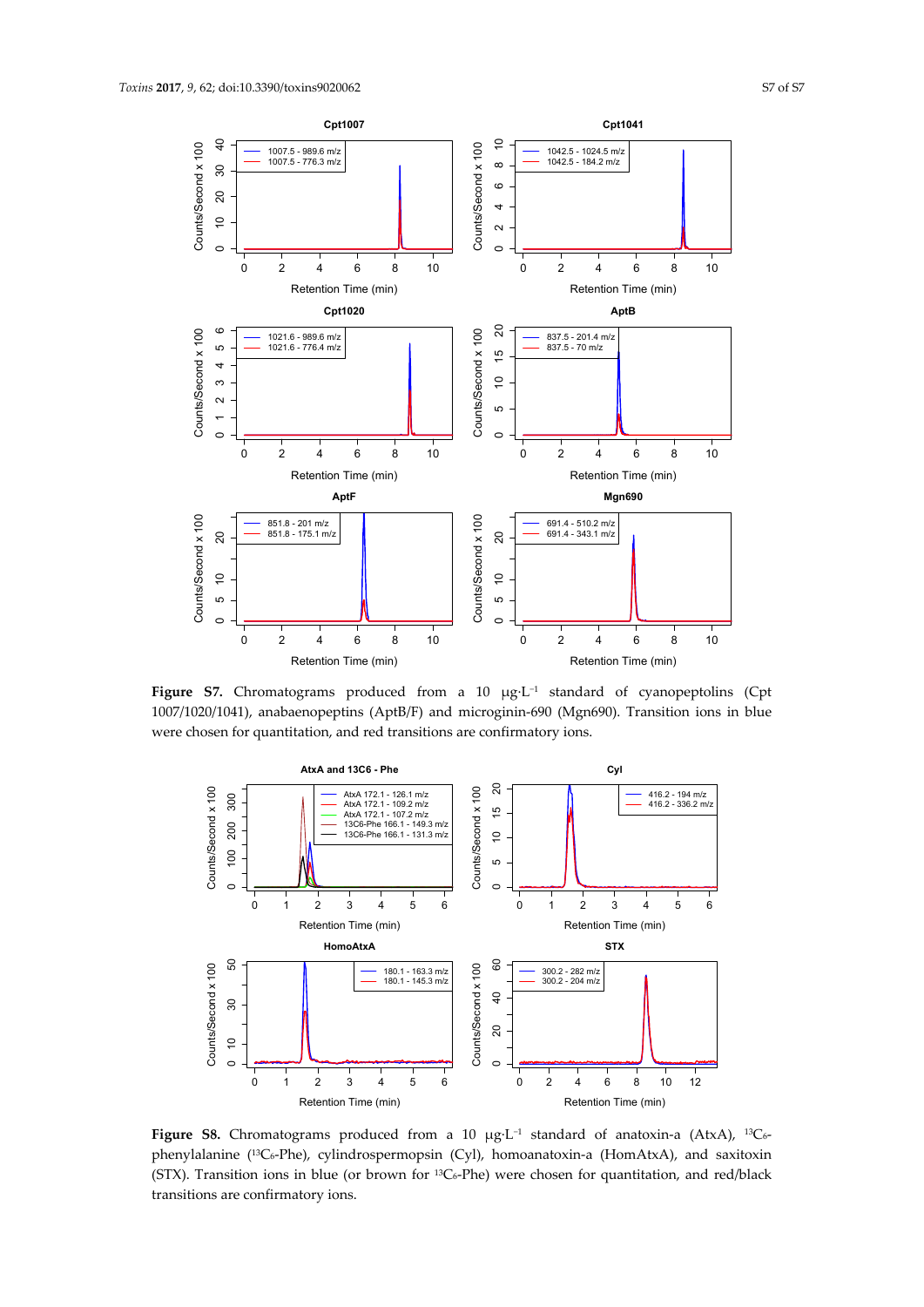Cpt1007

1007.5 - 989.6 m/z
1007.5 - 776.3 m/z

Counts/Second x 100

Retention Time (min)

Cpt1041

1042.5 - 1024.5 m/z
1042.5 - 184.2 m/z

Counts/Second x 100

Retention Time (min)

Cpt1020

1021.6 - 989.6 m/z
1021.6 - 776.4 m/z

Counts/Second x 100

Retention Time (min)

AptB

837.5 - 201.4 m/z
837.5 - 70 m/z

Counts/Second x 100

Retention Time (min)

AptF

851.8 - 201 m/z
851.8 - 175.1 m/z

Counts/Second x 100

Retention Time (min)

Mgn690

691.4 - 510.2 m/z
691.4 - 343.1 m/z

Counts/Second x 100

Retention Time (min)

**Figure S7.** Chromatograms produced from a 10 μg·L[−1] standard of cyanopeptolins (Cpt 1007/1020/1041), anabaenopeptins (AptB/F) and microginin-690 (Mgn690). Transition ions in blue were chosen for quantitation, and red transitions are confirmatory ions.

AtxA and 13C6 - Phe

AtxA 172.1 - 126.1 m/z
AtxA 172.1 - 109.2 m/z
AtxA 172.1 - 107.2 m/z
13C6-Phe 166.1 - 149.3 m/z
13C6-Phe 166.1 - 131.3 m/z

Counts/Second x 100

Retention Time (min)

Cyl

416.2 - 194 m/z
416.2 - 336.2 m/z

Counts/Second x 100

Retention Time (min)

HomoAtxA

180.1 - 163.3 m/z
180.1 - 145.3 m/z

Counts/Second x 100

Retention Time (min)

STX

300.2 - 282 m/z
300.2 - 204 m/z

Counts/Second x 100

Retention Time (min)

**Figure S8.** Chromatograms produced from a 10 μg·L[−1] standard of anatoxin-a (AtxA), $^{13}C_6$-phenylalanine ($^{13}C_6$-Phe), cylindrospermopsin (Cyl), homoanatoxin-a (HomAtxA), and saxitoxin (STX). Transition ions in blue (or brown for $^{13}C_6$-Phe) were chosen for quantitation, and red/black transitions are confirmatory ions.